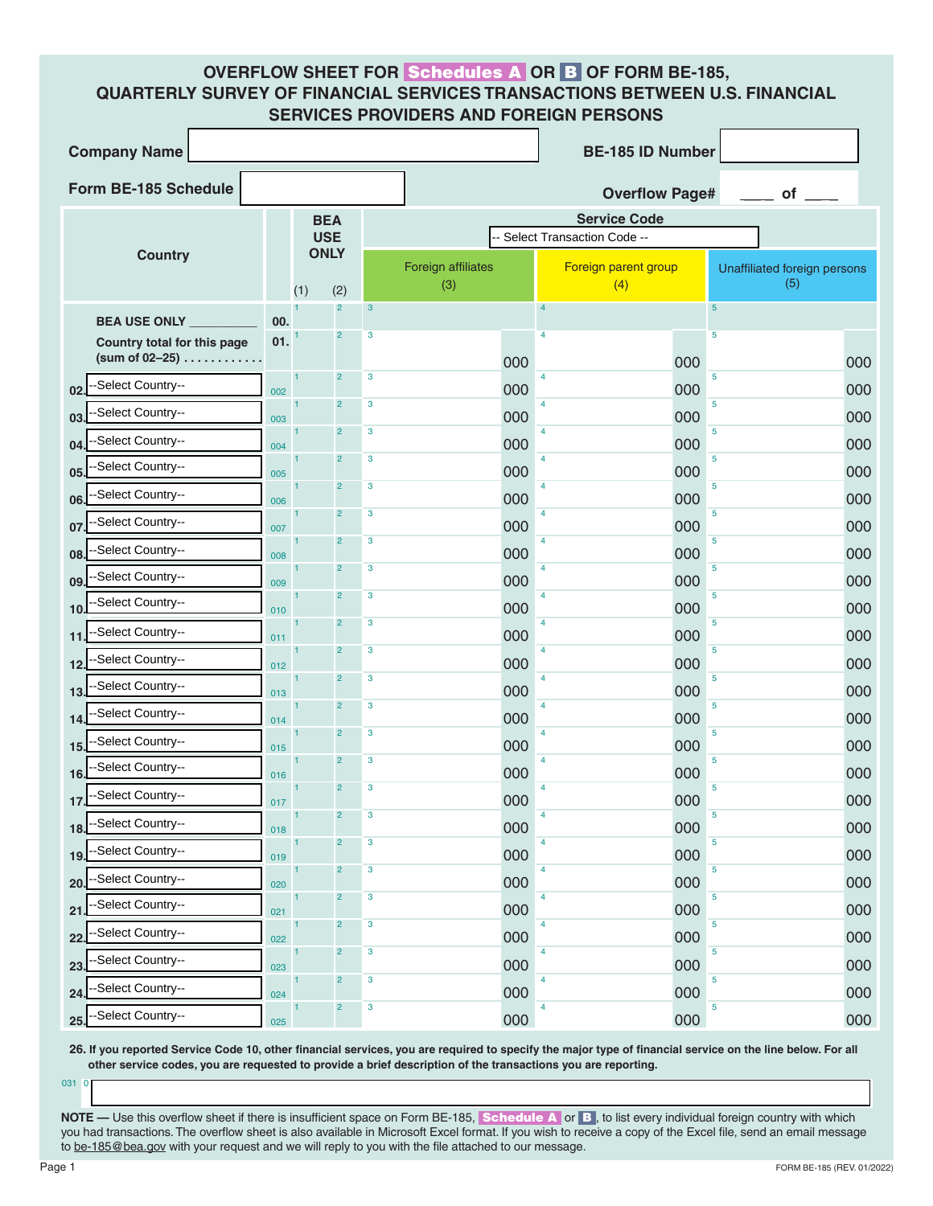# OVERFLOW SHEET FOR Schedules A OR B OF FORM BE-185, QUARTERLY SURVEY OF FINANCIAL SERVICES TRANSACTIONS BETWEEN U.S. FINANCIAL SERVICES PROVIDERS AND FOREIGN PERSONS

**Company Name** ______________________ **BE-185 ID Number** __________

**Form BE-185 Schedule** __________ **Overflow Page#** ____ of ____

| Country | | BEA USE ONLY (1) | BEA USE ONLY (2) | Service Code: -- Select Transaction Code -- Foreign affiliates (3) | Foreign parent group (4) | Unaffiliated foreign persons (5) |
|---|---|---|---|---|---|---|
| BEA USE ONLY ___________ | 00. | 1 | 2 | 3 | 4 | 5 |
| Country total for this page (sum of 02–25) | 01. | 1 | 2 | 3 000 | 4 000 | 5 000 |
| 02. --Select Country-- | 002 | 1 | 2 | 3 000 | 4 000 | 5 000 |
| 03. --Select Country-- | 003 | 1 | 2 | 3 000 | 4 000 | 5 000 |
| 04. --Select Country-- | 004 | 1 | 2 | 3 000 | 4 000 | 5 000 |
| 05. --Select Country-- | 005 | 1 | 2 | 3 000 | 4 000 | 5 000 |
| 06. --Select Country-- | 006 | 1 | 2 | 3 000 | 4 000 | 5 000 |
| 07. --Select Country-- | 007 | 1 | 2 | 3 000 | 4 000 | 5 000 |
| 08. --Select Country-- | 008 | 1 | 2 | 3 000 | 4 000 | 5 000 |
| 09. --Select Country-- | 009 | 1 | 2 | 3 000 | 4 000 | 5 000 |
| 10. --Select Country-- | 010 | 1 | 2 | 3 000 | 4 000 | 5 000 |
| 11. --Select Country-- | 011 | 1 | 2 | 3 000 | 4 000 | 5 000 |
| 12. --Select Country-- | 012 | 1 | 2 | 3 000 | 4 000 | 5 000 |
| 13. --Select Country-- | 013 | 1 | 2 | 3 000 | 4 000 | 5 000 |
| 14. --Select Country-- | 014 | 1 | 2 | 3 000 | 4 000 | 5 000 |
| 15. --Select Country-- | 015 | 1 | 2 | 3 000 | 4 000 | 5 000 |
| 16. --Select Country-- | 016 | 1 | 2 | 3 000 | 4 000 | 5 000 |
| 17. --Select Country-- | 017 | 1 | 2 | 3 000 | 4 000 | 5 000 |
| 18. --Select Country-- | 018 | 1 | 2 | 3 000 | 4 000 | 5 000 |
| 19. --Select Country-- | 019 | 1 | 2 | 3 000 | 4 000 | 5 000 |
| 20. --Select Country-- | 020 | 1 | 2 | 3 000 | 4 000 | 5 000 |
| 21. --Select Country-- | 021 | 1 | 2 | 3 000 | 4 000 | 5 000 |
| 22. --Select Country-- | 022 | 1 | 2 | 3 000 | 4 000 | 5 000 |
| 23. --Select Country-- | 023 | 1 | 2 | 3 000 | 4 000 | 5 000 |
| 24. --Select Country-- | 024 | 1 | 2 | 3 000 | 4 000 | 5 000 |
| 25. --Select Country-- | 025 | 1 | 2 | 3 000 | 4 000 | 5 000 |

**26. If you reported Service Code 10, other financial services, you are required to specify the major type of financial service on the line below. For all other service codes, you are requested to provide a brief description of the transactions you are reporting.**

031 0 ______________________________________________

**NOTE —** Use this overflow sheet if there is insufficient space on Form BE-185, Schedule A or B, to list every individual foreign country with which you had transactions. The overflow sheet is also available in Microsoft Excel format. If you wish to receive a copy of the Excel file, send an email message to be-185@bea.gov with your request and we will reply to you with the file attached to our message.

FORM BE-185 (REV. 01/2022)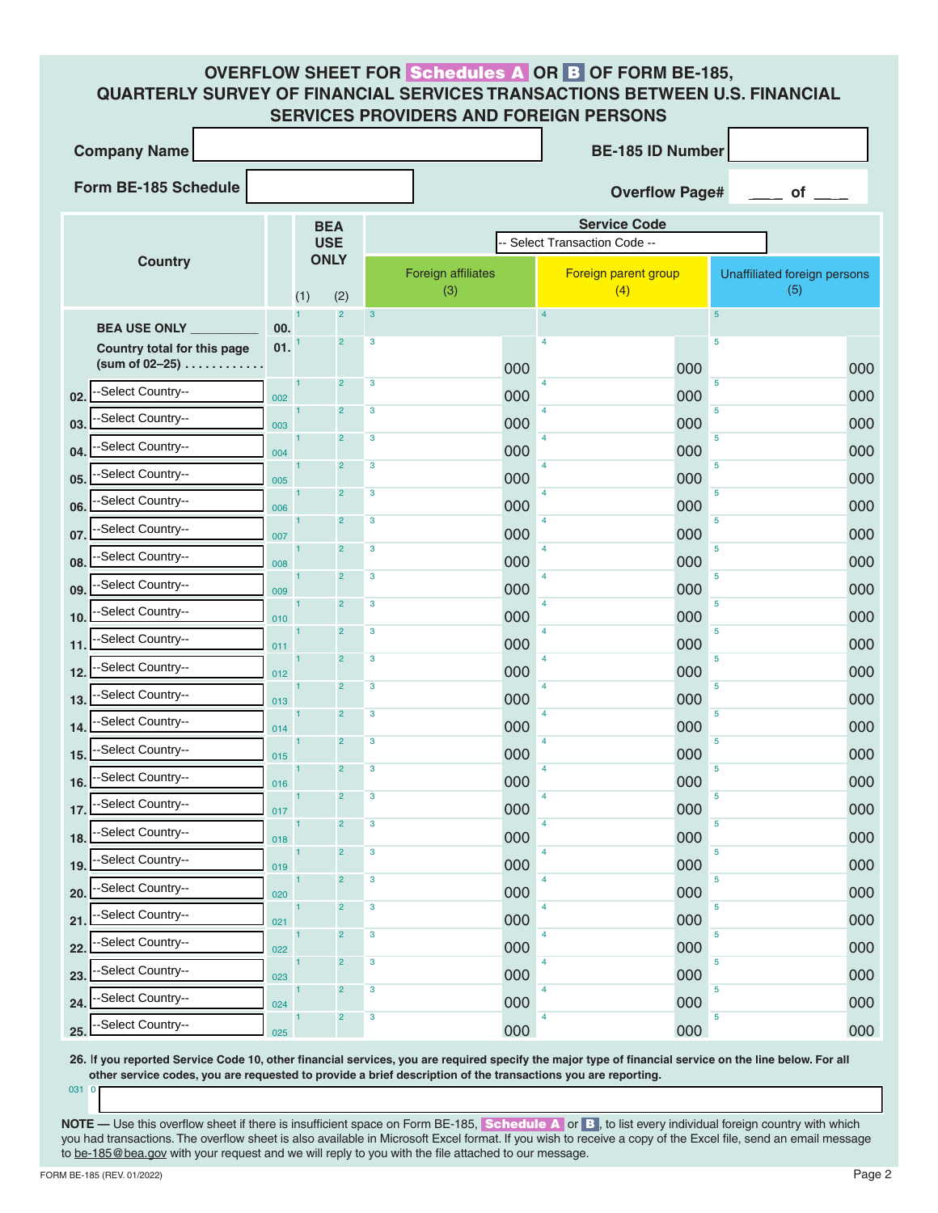# OVERFLOW SHEET FOR Schedules A OR B OF FORM BE-185, QUARTERLY SURVEY OF FINANCIAL SERVICES TRANSACTIONS BETWEEN U.S. FINANCIAL SERVICES PROVIDERS AND FOREIGN PERSONS

**Company Name** ______________________ **BE-185 ID Number** ____________

**Form BE-185 Schedule** ______________ **Overflow Page#** ___ of ___

| Country | | BEA USE ONLY (1) | BEA USE ONLY (2) | Service Code: -- Select Transaction Code -- Foreign affiliates (3) | Foreign parent group (4) | Unaffiliated foreign persons (5) |
|---|---|---|---|---|---|---|
| BEA USE ONLY __________ | 00. | 1 | 2 | 3 | 4 | 5 |
| Country total for this page (sum of 02–25) | 01. | 1 | 2 | 3 000 | 4 000 | 5 000 |
| 02. --Select Country-- | 002 | 1 | 2 | 3 000 | 4 000 | 5 000 |
| 03. --Select Country-- | 003 | 1 | 2 | 3 000 | 4 000 | 5 000 |
| 04. --Select Country-- | 004 | 1 | 2 | 3 000 | 4 000 | 5 000 |
| 05. --Select Country-- | 005 | 1 | 2 | 3 000 | 4 000 | 5 000 |
| 06. --Select Country-- | 006 | 1 | 2 | 3 000 | 4 000 | 5 000 |
| 07. --Select Country-- | 007 | 1 | 2 | 3 000 | 4 000 | 5 000 |
| 08. --Select Country-- | 008 | 1 | 2 | 3 000 | 4 000 | 5 000 |
| 09. --Select Country-- | 009 | 1 | 2 | 3 000 | 4 000 | 5 000 |
| 10. --Select Country-- | 010 | 1 | 2 | 3 000 | 4 000 | 5 000 |
| 11. --Select Country-- | 011 | 1 | 2 | 3 000 | 4 000 | 5 000 |
| 12. --Select Country-- | 012 | 1 | 2 | 3 000 | 4 000 | 5 000 |
| 13. --Select Country-- | 013 | 1 | 2 | 3 000 | 4 000 | 5 000 |
| 14. --Select Country-- | 014 | 1 | 2 | 3 000 | 4 000 | 5 000 |
| 15. --Select Country-- | 015 | 1 | 2 | 3 000 | 4 000 | 5 000 |
| 16. --Select Country-- | 016 | 1 | 2 | 3 000 | 4 000 | 5 000 |
| 17. --Select Country-- | 017 | 1 | 2 | 3 000 | 4 000 | 5 000 |
| 18. --Select Country-- | 018 | 1 | 2 | 3 000 | 4 000 | 5 000 |
| 19. --Select Country-- | 019 | 1 | 2 | 3 000 | 4 000 | 5 000 |
| 20. --Select Country-- | 020 | 1 | 2 | 3 000 | 4 000 | 5 000 |
| 21. --Select Country-- | 021 | 1 | 2 | 3 000 | 4 000 | 5 000 |
| 22. --Select Country-- | 022 | 1 | 2 | 3 000 | 4 000 | 5 000 |
| 23. --Select Country-- | 023 | 1 | 2 | 3 000 | 4 000 | 5 000 |
| 24. --Select Country-- | 024 | 1 | 2 | 3 000 | 4 000 | 5 000 |
| 25. --Select Country-- | 025 | 1 | 2 | 3 000 | 4 000 | 5 000 |

**26.** **If you reported Service Code 10, other financial services, you are required specify the major type of financial service on the line below. For all other service codes, you are requested to provide a brief description of the transactions you are reporting.**

031 0 ______________________________________________

**NOTE —** Use this overflow sheet if there is insufficient space on Form BE-185, Schedule A or B, to list every individual foreign country with which you had transactions. The overflow sheet is also available in Microsoft Excel format. If you wish to receive a copy of the Excel file, send an email message to be-185@bea.gov with your request and we will reply to you with the file attached to our message.

FORM BE-185 (REV. 01/2022)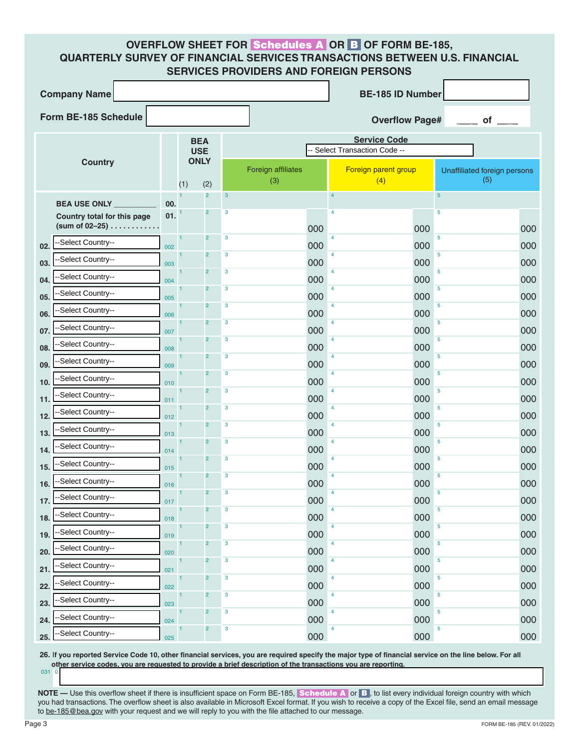# OVERFLOW SHEET FOR Schedules A OR B OF FORM BE-185, QUARTERLY SURVEY OF FINANCIAL SERVICES TRANSACTIONS BETWEEN U.S. FINANCIAL SERVICES PROVIDERS AND FOREIGN PERSONS

**Company Name** ____________________ **BE-185 ID Number** ____________

**Form BE-185 Schedule** ____________ **Overflow Page#** ____ of ____

| Country | | BEA USE ONLY (1) | BEA USE ONLY (2) | Service Code: -- Select Transaction Code -- Foreign affiliates (3) | Foreign parent group (4) | Unaffiliated foreign persons (5) |
|---|---|---|---|---|---|---|
| BEA USE ONLY __________ | 00. | 1 | 2 | 3 | 4 | 5 |
| Country total for this page (sum of 02–25) | 01. | 1 | 2 | 3 000 | 4 000 | 5 000 |
| 02. --Select Country-- | 002 | 1 | 2 | 3 000 | 4 000 | 5 000 |
| 03. --Select Country-- | 003 | 1 | 2 | 3 000 | 4 000 | 5 000 |
| 04. --Select Country-- | 004 | 1 | 2 | 3 000 | 4 000 | 5 000 |
| 05. --Select Country-- | 005 | 1 | 2 | 3 000 | 4 000 | 5 000 |
| 06. --Select Country-- | 006 | 1 | 2 | 3 000 | 4 000 | 5 000 |
| 07. --Select Country-- | 007 | 1 | 2 | 3 000 | 4 000 | 5 000 |
| 08. --Select Country-- | 008 | 1 | 2 | 3 000 | 4 000 | 5 000 |
| 09. --Select Country-- | 009 | 1 | 2 | 3 000 | 4 000 | 5 000 |
| 10. --Select Country-- | 010 | 1 | 2 | 3 000 | 4 000 | 5 000 |
| 11. --Select Country-- | 011 | 1 | 2 | 3 000 | 4 000 | 5 000 |
| 12. --Select Country-- | 012 | 1 | 2 | 3 000 | 4 000 | 5 000 |
| 13. --Select Country-- | 013 | 1 | 2 | 3 000 | 4 000 | 5 000 |
| 14. --Select Country-- | 014 | 1 | 2 | 3 000 | 4 000 | 5 000 |
| 15. --Select Country-- | 015 | 1 | 2 | 3 000 | 4 000 | 5 000 |
| 16. --Select Country-- | 016 | 1 | 2 | 3 000 | 4 000 | 5 000 |
| 17. --Select Country-- | 017 | 1 | 2 | 3 000 | 4 000 | 5 000 |
| 18. --Select Country-- | 018 | 1 | 2 | 3 000 | 4 000 | 5 000 |
| 19. --Select Country-- | 019 | 1 | 2 | 3 000 | 4 000 | 5 000 |
| 20. --Select Country-- | 020 | 1 | 2 | 3 000 | 4 000 | 5 000 |
| 21. --Select Country-- | 021 | 1 | 2 | 3 000 | 4 000 | 5 000 |
| 22. --Select Country-- | 022 | 1 | 2 | 3 000 | 4 000 | 5 000 |
| 23. --Select Country-- | 023 | 1 | 2 | 3 000 | 4 000 | 5 000 |
| 24. --Select Country-- | 024 | 1 | 2 | 3 000 | 4 000 | 5 000 |
| 25. --Select Country-- | 025 | 1 | 2 | 3 000 | 4 000 | 5 000 |

**26.** If you reported Service Code 10, other financial services, you are required specify the major type of financial service on the line below. For all other service codes, you are requested to provide a brief description of the transactions you are reporting.

031 0 ____________________________________________

**NOTE —** Use this overflow sheet if there is insufficient space on Form BE-185, Schedule A or B, to list every individual foreign country with which you had transactions. The overflow sheet is also available in Microsoft Excel format. If you wish to receive a copy of the Excel file, send an email message to be-185@bea.gov with your request and we will reply to you with the file attached to our message.

FORM BE-185 (REV. 01/2022)